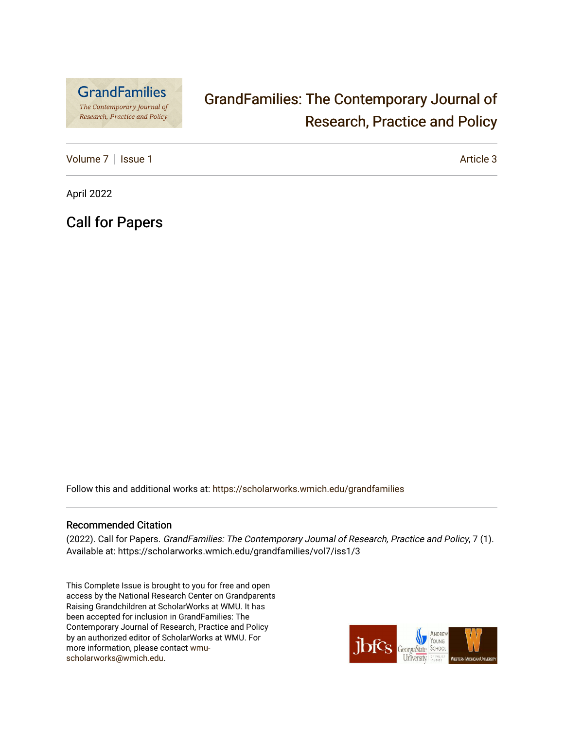GrandFamilies: The Contemporary Journal of Research, Practice and Policy

Volume 7 | Issue 1 — Article 3

April 2022

# Call for Papers

Follow this and additional works at: https://scholarworks.wmich.edu/grandfamilies

## Recommended Citation

(2022). Call for Papers. *GrandFamilies: The Contemporary Journal of Research, Practice and Policy*, 7 (1).
Available at: https://scholarworks.wmich.edu/grandfamilies/vol7/iss1/3

This Complete Issue is brought to you for free and open access by the National Research Center on Grandparents Raising Grandchildren at ScholarWorks at WMU. It has been accepted for inclusion in GrandFamilies: The Contemporary Journal of Research, Practice and Policy by an authorized editor of ScholarWorks at WMU. For more information, please contact wmu-scholarworks@wmich.edu.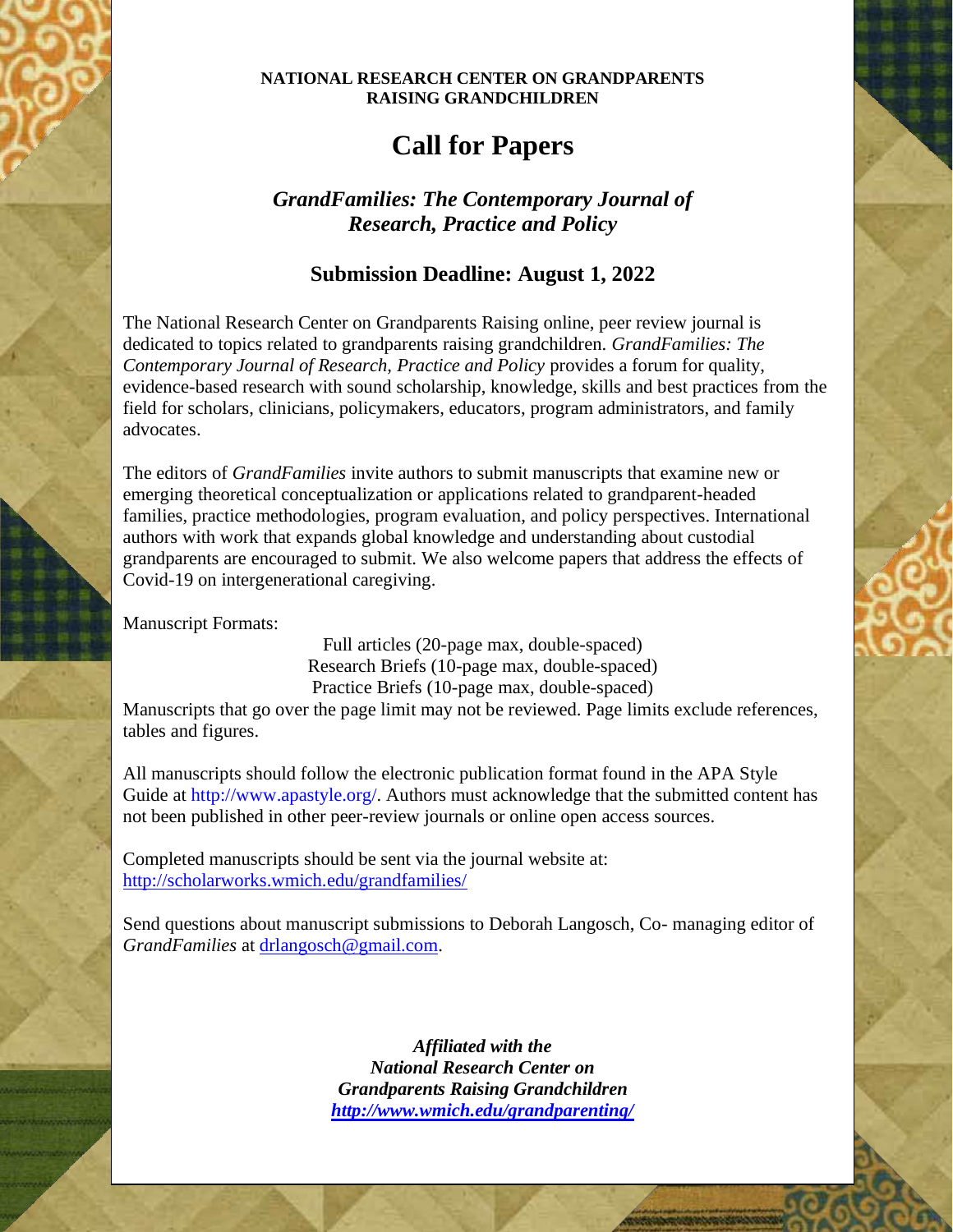**NATIONAL RESEARCH CENTER ON GRANDPARENTS RAISING GRANDCHILDREN**

# Call for Papers

## *GrandFamilies: The Contemporary Journal of Research, Practice and Policy*

### Submission Deadline: August 1, 2022

The National Research Center on Grandparents Raising online, peer review journal is dedicated to topics related to grandparents raising grandchildren. *GrandFamilies: The Contemporary Journal of Research, Practice and Policy* provides a forum for quality, evidence-based research with sound scholarship, knowledge, skills and best practices from the field for scholars, clinicians, policymakers, educators, program administrators, and family advocates.

The editors of *GrandFamilies* invite authors to submit manuscripts that examine new or emerging theoretical conceptualization or applications related to grandparent-headed families, practice methodologies, program evaluation, and policy perspectives. International authors with work that expands global knowledge and understanding about custodial grandparents are encouraged to submit. We also welcome papers that address the effects of Covid-19 on intergenerational caregiving.

Manuscript Formats:

- Full articles (20-page max, double-spaced)
- Research Briefs (10-page max, double-spaced)
- Practice Briefs (10-page max, double-spaced)

Manuscripts that go over the page limit may not be reviewed. Page limits exclude references, tables and figures.

All manuscripts should follow the electronic publication format found in the APA Style Guide at http://www.apastyle.org/. Authors must acknowledge that the submitted content has not been published in other peer-review journals or online open access sources.

Completed manuscripts should be sent via the journal website at:
http://scholarworks.wmich.edu/grandfamilies/

Send questions about manuscript submissions to Deborah Langosch, Co- managing editor of *GrandFamilies* at drlangosch@gmail.com.

***Affiliated with the National Research Center on Grandparents Raising Grandchildren***
***http://www.wmich.edu/grandparenting/***